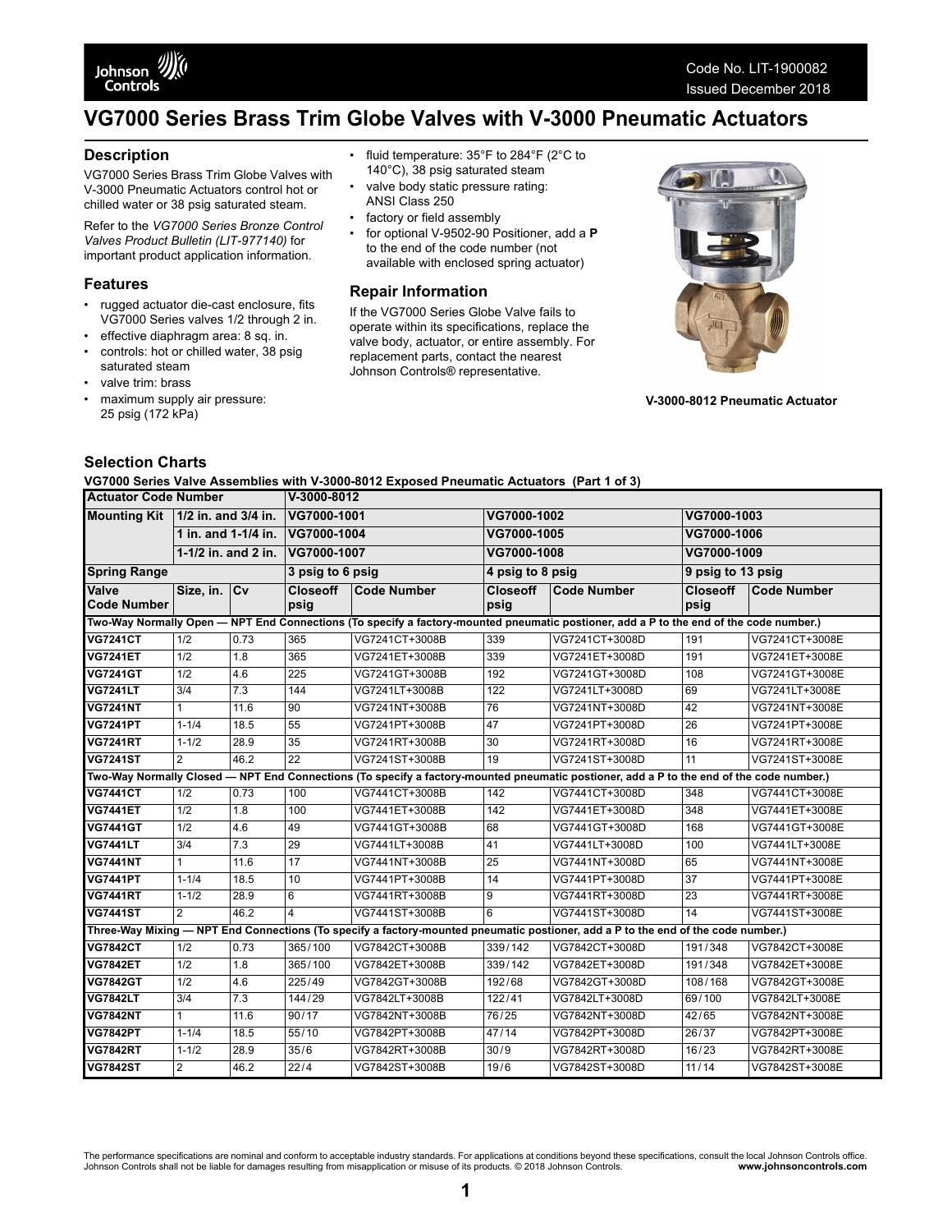Code No. LIT-1900082
Issued December 2018

# VG7000 Series Brass Trim Globe Valves with V-3000 Pneumatic Actuators

## Description

VG7000 Series Brass Trim Globe Valves with V-3000 Pneumatic Actuators control hot or chilled water or 38 psig saturated steam.

Refer to the *VG7000 Series Bronze Control Valves Product Bulletin (LIT-977140)* for important product application information.

## Features

- rugged actuator die-cast enclosure, fits VG7000 Series valves 1/2 through 2 in.
- effective diaphragm area: 8 sq. in.
- controls: hot or chilled water, 38 psig saturated steam
- valve trim: brass
- maximum supply air pressure: 25 psig (172 kPa)
- fluid temperature: 35°F to 284°F (2°C to 140°C), 38 psig saturated steam
- valve body static pressure rating: ANSI Class 250
- factory or field assembly
- for optional V-9502-90 Positioner, add a **P** to the end of the code number (not available with enclosed spring actuator)

## Repair Information

If the VG7000 Series Globe Valve fails to operate within its specifications, replace the valve body, actuator, or entire assembly. For replacement parts, contact the nearest Johnson Controls® representative.

**V-3000-8012 Pneumatic Actuator**

## Selection Charts

**VG7000 Series Valve Assemblies with V-3000-8012 Exposed Pneumatic Actuators (Part 1 of 3)**

| Actuator Code Number | | | V-3000-8012 | | | | | |
|---|---|---|---|---|---|---|---|---|
| Mounting Kit | 1/2 in. and 3/4 in. | | VG7000-1001 | | VG7000-1002 | | VG7000-1003 | |
| | 1 in. and 1-1/4 in. | | VG7000-1004 | | VG7000-1005 | | VG7000-1006 | |
| | 1-1/2 in. and 2 in. | | VG7000-1007 | | VG7000-1008 | | VG7000-1009 | |
| Spring Range | | | 3 psig to 6 psig | | 4 psig to 8 psig | | 9 psig to 13 psig | |
| Valve Code Number | Size, in. | Cv | Closeoff psig | Code Number | Closeoff psig | Code Number | Closeoff psig | Code Number |
| **Two-Way Normally Open — NPT End Connections (To specify a factory-mounted pneumatic postioner, add a P to the end of the code number.)** | | | | | | | | |
| **VG7241CT** | 1/2 | 0.73 | 365 | VG7241CT+3008B | 339 | VG7241CT+3008D | 191 | VG7241CT+3008E |
| **VG7241ET** | 1/2 | 1.8 | 365 | VG7241ET+3008B | 339 | VG7241ET+3008D | 191 | VG7241ET+3008E |
| **VG7241GT** | 1/2 | 4.6 | 225 | VG7241GT+3008B | 192 | VG7241GT+3008D | 108 | VG7241GT+3008E |
| **VG7241LT** | 3/4 | 7.3 | 144 | VG7241LT+3008B | 122 | VG7241LT+3008D | 69 | VG7241LT+3008E |
| **VG7241NT** | 1 | 11.6 | 90 | VG7241NT+3008B | 76 | VG7241NT+3008D | 42 | VG7241NT+3008E |
| **VG7241PT** | 1-1/4 | 18.5 | 55 | VG7241PT+3008B | 47 | VG7241PT+3008D | 26 | VG7241PT+3008E |
| **VG7241RT** | 1-1/2 | 28.9 | 35 | VG7241RT+3008B | 30 | VG7241RT+3008D | 16 | VG7241RT+3008E |
| **VG7241ST** | 2 | 46.2 | 22 | VG7241ST+3008B | 19 | VG7241ST+3008D | 11 | VG7241ST+3008E |
| **Two-Way Normally Closed — NPT End Connections (To specify a factory-mounted pneumatic postioner, add a P to the end of the code number.)** | | | | | | | | |
| **VG7441CT** | 1/2 | 0.73 | 100 | VG7441CT+3008B | 142 | VG7441CT+3008D | 348 | VG7441CT+3008E |
| **VG7441ET** | 1/2 | 1.8 | 100 | VG7441ET+3008B | 142 | VG7441ET+3008D | 348 | VG7441ET+3008E |
| **VG7441GT** | 1/2 | 4.6 | 49 | VG7441GT+3008B | 68 | VG7441GT+3008D | 168 | VG7441GT+3008E |
| **VG7441LT** | 3/4 | 7.3 | 29 | VG7441LT+3008B | 41 | VG7441LT+3008D | 100 | VG7441LT+3008E |
| **VG7441NT** | 1 | 11.6 | 17 | VG7441NT+3008B | 25 | VG7441NT+3008D | 65 | VG7441NT+3008E |
| **VG7441PT** | 1-1/4 | 18.5 | 10 | VG7441PT+3008B | 14 | VG7441PT+3008D | 37 | VG7441PT+3008E |
| **VG7441RT** | 1-1/2 | 28.9 | 6 | VG7441RT+3008B | 9 | VG7441RT+3008D | 23 | VG7441RT+3008E |
| **VG7441ST** | 2 | 46.2 | 4 | VG7441ST+3008B | 6 | VG7441ST+3008D | 14 | VG7441ST+3008E |
| **Three-Way Mixing — NPT End Connections (To specify a factory-mounted pneumatic postioner, add a P to the end of the code number.)** | | | | | | | | |
| **VG7842CT** | 1/2 | 0.73 | 365/100 | VG7842CT+3008B | 339/142 | VG7842CT+3008D | 191/348 | VG7842CT+3008E |
| **VG7842ET** | 1/2 | 1.8 | 365/100 | VG7842ET+3008B | 339/142 | VG7842ET+3008D | 191/348 | VG7842ET+3008E |
| **VG7842GT** | 1/2 | 4.6 | 225/49 | VG7842GT+3008B | 192/68 | VG7842GT+3008D | 108/168 | VG7842GT+3008E |
| **VG7842LT** | 3/4 | 7.3 | 144/29 | VG7842LT+3008B | 122/41 | VG7842LT+3008D | 69/100 | VG7842LT+3008E |
| **VG7842NT** | 1 | 11.6 | 90/17 | VG7842NT+3008B | 76/25 | VG7842NT+3008D | 42/65 | VG7842NT+3008E |
| **VG7842PT** | 1-1/4 | 18.5 | 55/10 | VG7842PT+3008B | 47/14 | VG7842PT+3008D | 26/37 | VG7842PT+3008E |
| **VG7842RT** | 1-1/2 | 28.9 | 35/6 | VG7842RT+3008B | 30/9 | VG7842RT+3008D | 16/23 | VG7842RT+3008E |
| **VG7842ST** | 2 | 46.2 | 22/4 | VG7842ST+3008B | 19/6 | VG7842ST+3008D | 11/14 | VG7842ST+3008E |

The performance specifications are nominal and conform to acceptable industry standards. For applications at conditions beyond these specifications, consult the local Johnson Controls office. Johnson Controls shall not be liable for damages resulting from misapplication or misuse of its products. © 2018 Johnson Controls. **www.johnsoncontrols.com**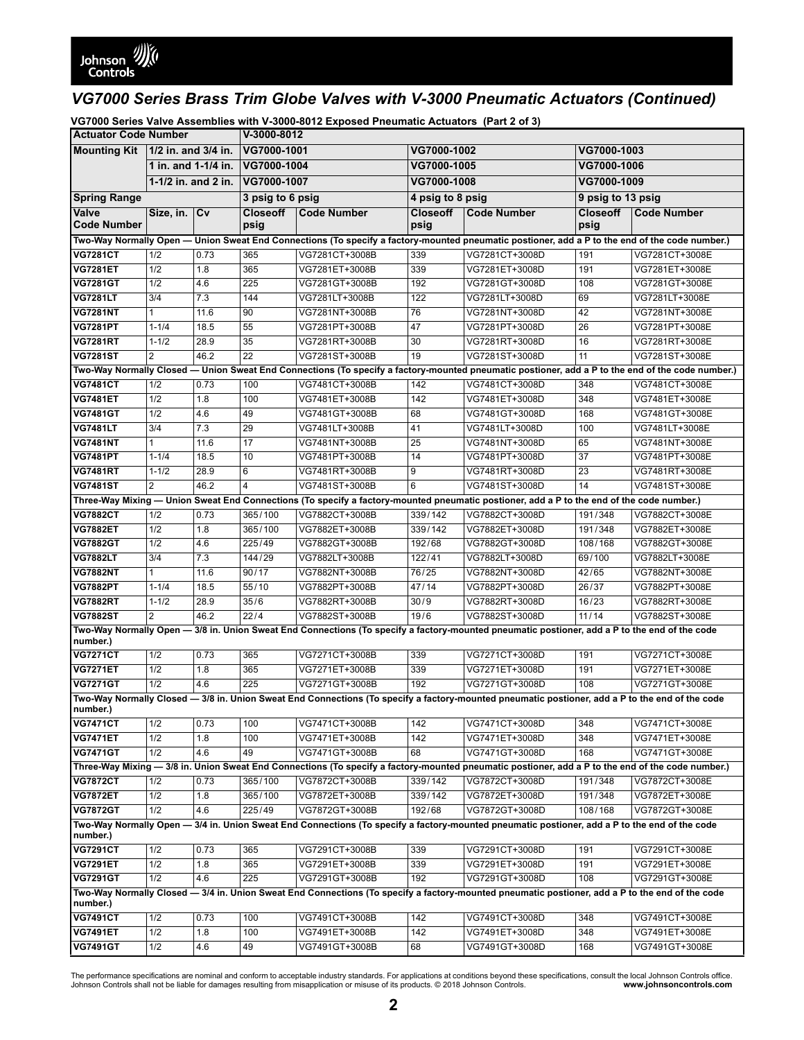## *VG7000 Series Brass Trim Globe Valves with V-3000 Pneumatic Actuators (Continued)*

**VG7000 Series Valve Assemblies with V-3000-8012 Exposed Pneumatic Actuators (Part 2 of 3)**

| **Actuator Code Number** | | | **V-3000-8012** | | | | | |
|---|---|---|---|---|---|---|---|---|
| **Mounting Kit** | **1/2 in. and 3/4 in.** | | **VG7000-1001** | | **VG7000-1002** | | **VG7000-1003** | |
| | **1 in. and 1-1/4 in.** | | **VG7000-1004** | | **VG7000-1005** | | **VG7000-1006** | |
| | **1-1/2 in. and 2 in.** | | **VG7000-1007** | | **VG7000-1008** | | **VG7000-1009** | |
| **Spring Range** | | | **3 psig to 6 psig** | | **4 psig to 8 psig** | | **9 psig to 13 psig** | |
| **Valve Code Number** | **Size, in.** | **Cv** | **Closeoff psig** | **Code Number** | **Closeoff psig** | **Code Number** | **Closeoff psig** | **Code Number** |
| **Two-Way Normally Open — Union Sweat End Connections (To specify a factory-mounted pneumatic postioner, add a P to the end of the code number.)** | | | | | | | | |
| **VG7281CT** | 1/2 | 0.73 | 365 | VG7281CT+3008B | 339 | VG7281CT+3008D | 191 | VG7281CT+3008E |
| **VG7281ET** | 1/2 | 1.8 | 365 | VG7281ET+3008B | 339 | VG7281ET+3008D | 191 | VG7281ET+3008E |
| **VG7281GT** | 1/2 | 4.6 | 225 | VG7281GT+3008B | 192 | VG7281GT+3008D | 108 | VG7281GT+3008E |
| **VG7281LT** | 3/4 | 7.3 | 144 | VG7281LT+3008B | 122 | VG7281LT+3008D | 69 | VG7281LT+3008E |
| **VG7281NT** | 1 | 11.6 | 90 | VG7281NT+3008B | 76 | VG7281NT+3008D | 42 | VG7281NT+3008E |
| **VG7281PT** | 1-1/4 | 18.5 | 55 | VG7281PT+3008B | 47 | VG7281PT+3008D | 26 | VG7281PT+3008E |
| **VG7281RT** | 1-1/2 | 28.9 | 35 | VG7281RT+3008B | 30 | VG7281RT+3008D | 16 | VG7281RT+3008E |
| **VG7281ST** | 2 | 46.2 | 22 | VG7281ST+3008B | 19 | VG7281ST+3008D | 11 | VG7281ST+3008E |
| **Two-Way Normally Closed — Union Sweat End Connections (To specify a factory-mounted pneumatic postioner, add a P to the end of the code number.)** | | | | | | | | |
| **VG7481CT** | 1/2 | 0.73 | 100 | VG7481CT+3008B | 142 | VG7481CT+3008D | 348 | VG7481CT+3008E |
| **VG7481ET** | 1/2 | 1.8 | 100 | VG7481ET+3008B | 142 | VG7481ET+3008D | 348 | VG7481ET+3008E |
| **VG7481GT** | 1/2 | 4.6 | 49 | VG7481GT+3008B | 68 | VG7481GT+3008D | 168 | VG7481GT+3008E |
| **VG7481LT** | 3/4 | 7.3 | 29 | VG7481LT+3008B | 41 | VG7481LT+3008D | 100 | VG7481LT+3008E |
| **VG7481NT** | 1 | 11.6 | 17 | VG7481NT+3008B | 25 | VG7481NT+3008D | 65 | VG7481NT+3008E |
| **VG7481PT** | 1-1/4 | 18.5 | 10 | VG7481PT+3008B | 14 | VG7481PT+3008D | 37 | VG7481PT+3008E |
| **VG7481RT** | 1-1/2 | 28.9 | 6 | VG7481RT+3008B | 9 | VG7481RT+3008D | 23 | VG7481RT+3008E |
| **VG7481ST** | 2 | 46.2 | 4 | VG7481ST+3008B | 6 | VG7481ST+3008D | 14 | VG7481ST+3008E |
| **Three-Way Mixing — Union Sweat End Connections (To specify a factory-mounted pneumatic postioner, add a P to the end of the code number.)** | | | | | | | | |
| **VG7882CT** | 1/2 | 0.73 | 365/100 | VG7882CT+3008B | 339/142 | VG7882CT+3008D | 191/348 | VG7882CT+3008E |
| **VG7882ET** | 1/2 | 1.8 | 365/100 | VG7882ET+3008B | 339/142 | VG7882ET+3008D | 191/348 | VG7882ET+3008E |
| **VG7882GT** | 1/2 | 4.6 | 225/49 | VG7882GT+3008B | 192/68 | VG7882GT+3008D | 108/168 | VG7882GT+3008E |
| **VG7882LT** | 3/4 | 7.3 | 144/29 | VG7882LT+3008B | 122/41 | VG7882LT+3008D | 69/100 | VG7882LT+3008E |
| **VG7882NT** | 1 | 11.6 | 90/17 | VG7882NT+3008B | 76/25 | VG7882NT+3008D | 42/65 | VG7882NT+3008E |
| **VG7882PT** | 1-1/4 | 18.5 | 55/10 | VG7882PT+3008B | 47/14 | VG7882PT+3008D | 26/37 | VG7882PT+3008E |
| **VG7882RT** | 1-1/2 | 28.9 | 35/6 | VG7882RT+3008B | 30/9 | VG7882RT+3008D | 16/23 | VG7882RT+3008E |
| **VG7882ST** | 2 | 46.2 | 22/4 | VG7882ST+3008B | 19/6 | VG7882ST+3008D | 11/14 | VG7882ST+3008E |
| **Two-Way Normally Open — 3/8 in. Union Sweat End Connections (To specify a factory-mounted pneumatic postioner, add a P to the end of the code number.)** | | | | | | | | |
| **VG7271CT** | 1/2 | 0.73 | 365 | VG7271CT+3008B | 339 | VG7271CT+3008D | 191 | VG7271CT+3008E |
| **VG7271ET** | 1/2 | 1.8 | 365 | VG7271ET+3008B | 339 | VG7271ET+3008D | 191 | VG7271ET+3008E |
| **VG7271GT** | 1/2 | 4.6 | 225 | VG7271GT+3008B | 192 | VG7271GT+3008D | 108 | VG7271GT+3008E |
| **Two-Way Normally Closed — 3/8 in. Union Sweat End Connections (To specify a factory-mounted pneumatic postioner, add a P to the end of the code number.)** | | | | | | | | |
| **VG7471CT** | 1/2 | 0.73 | 100 | VG7471CT+3008B | 142 | VG7471CT+3008D | 348 | VG7471CT+3008E |
| **VG7471ET** | 1/2 | 1.8 | 100 | VG7471ET+3008B | 142 | VG7471ET+3008D | 348 | VG7471ET+3008E |
| **VG7471GT** | 1/2 | 4.6 | 49 | VG7471GT+3008B | 68 | VG7471GT+3008D | 168 | VG7471GT+3008E |
| **Three-Way Mixing — 3/8 in. Union Sweat End Connections (To specify a factory-mounted pneumatic postioner, add a P to the end of the code number.)** | | | | | | | | |
| **VG7872CT** | 1/2 | 0.73 | 365/100 | VG7872CT+3008B | 339/142 | VG7872CT+3008D | 191/348 | VG7872CT+3008E |
| **VG7872ET** | 1/2 | 1.8 | 365/100 | VG7872ET+3008B | 339/142 | VG7872ET+3008D | 191/348 | VG7872ET+3008E |
| **VG7872GT** | 1/2 | 4.6 | 225/49 | VG7872GT+3008B | 192/68 | VG7872GT+3008D | 108/168 | VG7872GT+3008E |
| **Two-Way Normally Open — 3/4 in. Union Sweat End Connections (To specify a factory-mounted pneumatic postioner, add a P to the end of the code number.)** | | | | | | | | |
| **VG7291CT** | 1/2 | 0.73 | 365 | VG7291CT+3008B | 339 | VG7291CT+3008D | 191 | VG7291CT+3008E |
| **VG7291ET** | 1/2 | 1.8 | 365 | VG7291ET+3008B | 339 | VG7291ET+3008D | 191 | VG7291ET+3008E |
| **VG7291GT** | 1/2 | 4.6 | 225 | VG7291GT+3008B | 192 | VG7291GT+3008D | 108 | VG7291GT+3008E |
| **Two-Way Normally Closed — 3/4 in. Union Sweat End Connections (To specify a factory-mounted pneumatic postioner, add a P to the end of the code number.)** | | | | | | | | |
| **VG7491CT** | 1/2 | 0.73 | 100 | VG7491CT+3008B | 142 | VG7491CT+3008D | 348 | VG7491CT+3008E |
| **VG7491ET** | 1/2 | 1.8 | 100 | VG7491ET+3008B | 142 | VG7491ET+3008D | 348 | VG7491ET+3008E |
| **VG7491GT** | 1/2 | 4.6 | 49 | VG7491GT+3008B | 68 | VG7491GT+3008D | 168 | VG7491GT+3008E |

The performance specifications are nominal and conform to acceptable industry standards. For applications at conditions beyond these specifications, consult the local Johnson Controls office. Johnson Controls shall not be liable for damages resulting from misapplication or misuse of its products. © 2018 Johnson Controls. **www.johnsoncontrols.com**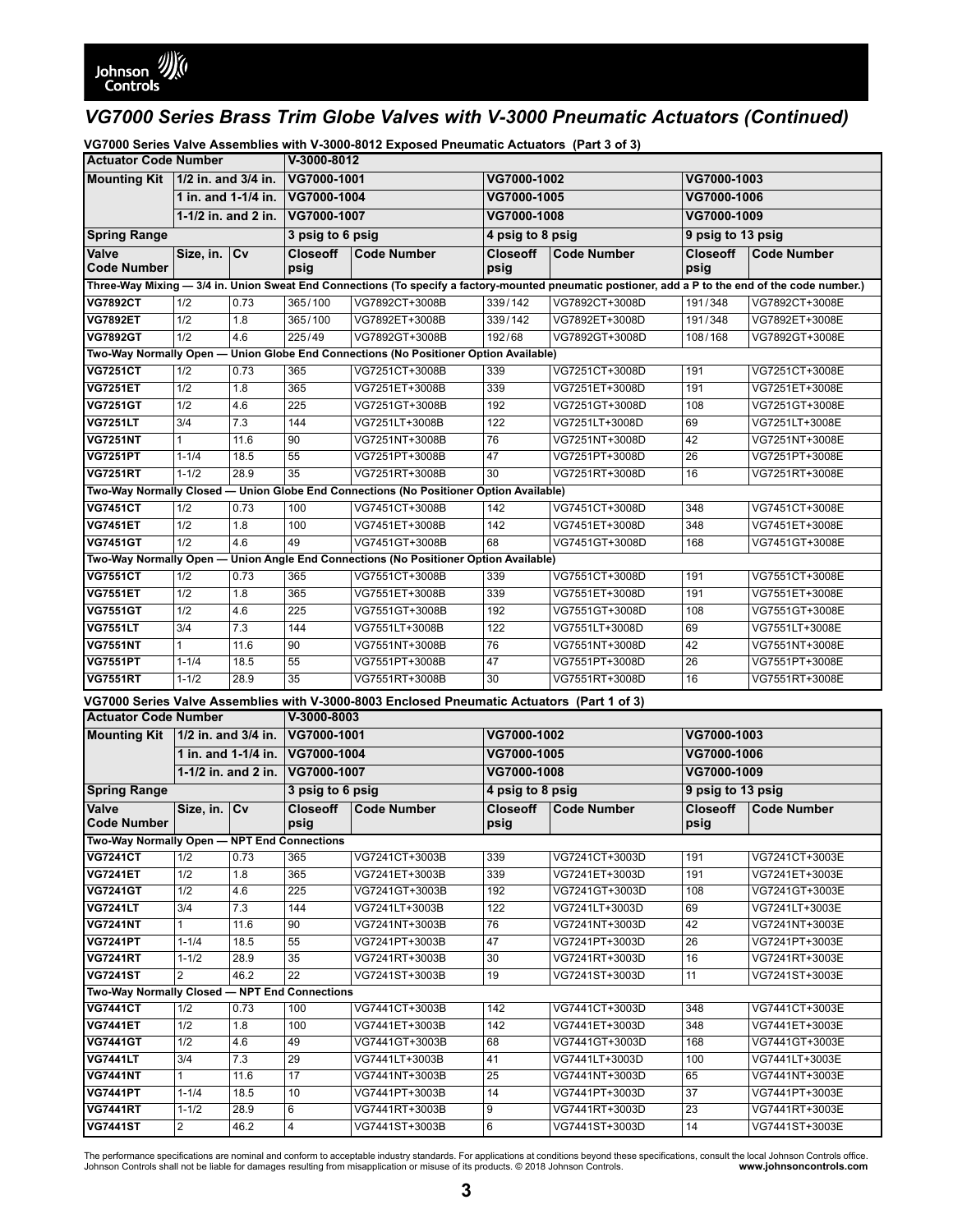## VG7000 Series Brass Trim Globe Valves with V-3000 Pneumatic Actuators (Continued)

**VG7000 Series Valve Assemblies with V-3000-8012 Exposed Pneumatic Actuators (Part 3 of 3)**

| Actuator Code Number | | | V-3000-8012 | | | | | |
|---|---|---|---|---|---|---|---|---|
| Mounting Kit | 1/2 in. and 3/4 in. | | VG7000-1001 | | VG7000-1002 | | VG7000-1003 | |
| | 1 in. and 1-1/4 in. | | VG7000-1004 | | VG7000-1005 | | VG7000-1006 | |
| | 1-1/2 in. and 2 in. | | VG7000-1007 | | VG7000-1008 | | VG7000-1009 | |
| Spring Range | | | 3 psig to 6 psig | | 4 psig to 8 psig | | 9 psig to 13 psig | |
| Valve Code Number | Size, in. | Cv | Closeoff psig | Code Number | Closeoff psig | Code Number | Closeoff psig | Code Number |
| **Three-Way Mixing — 3/4 in. Union Sweat End Connections (To specify a factory-mounted pneumatic postioner, add a P to the end of the code number.)** | | | | | | | | |
| **VG7892CT** | 1/2 | 0.73 | 365/100 | VG7892CT+3008B | 339/142 | VG7892CT+3008D | 191/348 | VG7892CT+3008E |
| **VG7892ET** | 1/2 | 1.8 | 365/100 | VG7892ET+3008B | 339/142 | VG7892ET+3008D | 191/348 | VG7892ET+3008E |
| **VG7892GT** | 1/2 | 4.6 | 225/49 | VG7892GT+3008B | 192/68 | VG7892GT+3008D | 108/168 | VG7892GT+3008E |
| **Two-Way Normally Open — Union Globe End Connections (No Positioner Option Available)** | | | | | | | | |
| **VG7251CT** | 1/2 | 0.73 | 365 | VG7251CT+3008B | 339 | VG7251CT+3008D | 191 | VG7251CT+3008E |
| **VG7251ET** | 1/2 | 1.8 | 365 | VG7251ET+3008B | 339 | VG7251ET+3008D | 191 | VG7251ET+3008E |
| **VG7251GT** | 1/2 | 4.6 | 225 | VG7251GT+3008B | 192 | VG7251GT+3008D | 108 | VG7251GT+3008E |
| **VG7251LT** | 3/4 | 7.3 | 144 | VG7251LT+3008B | 122 | VG7251LT+3008D | 69 | VG7251LT+3008E |
| **VG7251NT** | 1 | 11.6 | 90 | VG7251NT+3008B | 76 | VG7251NT+3008D | 42 | VG7251NT+3008E |
| **VG7251PT** | 1-1/4 | 18.5 | 55 | VG7251PT+3008B | 47 | VG7251PT+3008D | 26 | VG7251PT+3008E |
| **VG7251RT** | 1-1/2 | 28.9 | 35 | VG7251RT+3008B | 30 | VG7251RT+3008D | 16 | VG7251RT+3008E |
| **Two-Way Normally Closed — Union Globe End Connections (No Positioner Option Available)** | | | | | | | | |
| **VG7451CT** | 1/2 | 0.73 | 100 | VG7451CT+3008B | 142 | VG7451CT+3008D | 348 | VG7451CT+3008E |
| **VG7451ET** | 1/2 | 1.8 | 100 | VG7451ET+3008B | 142 | VG7451ET+3008D | 348 | VG7451ET+3008E |
| **VG7451GT** | 1/2 | 4.6 | 49 | VG7451GT+3008B | 68 | VG7451GT+3008D | 168 | VG7451GT+3008E |
| **Two-Way Normally Open — Union Angle End Connections (No Positioner Option Available)** | | | | | | | | |
| **VG7551CT** | 1/2 | 0.73 | 365 | VG7551CT+3008B | 339 | VG7551CT+3008D | 191 | VG7551CT+3008E |
| **VG7551ET** | 1/2 | 1.8 | 365 | VG7551ET+3008B | 339 | VG7551ET+3008D | 191 | VG7551ET+3008E |
| **VG7551GT** | 1/2 | 4.6 | 225 | VG7551GT+3008B | 192 | VG7551GT+3008D | 108 | VG7551GT+3008E |
| **VG7551LT** | 3/4 | 7.3 | 144 | VG7551LT+3008B | 122 | VG7551LT+3008D | 69 | VG7551LT+3008E |
| **VG7551NT** | 1 | 11.6 | 90 | VG7551NT+3008B | 76 | VG7551NT+3008D | 42 | VG7551NT+3008E |
| **VG7551PT** | 1-1/4 | 18.5 | 55 | VG7551PT+3008B | 47 | VG7551PT+3008D | 26 | VG7551PT+3008E |
| **VG7551RT** | 1-1/2 | 28.9 | 35 | VG7551RT+3008B | 30 | VG7551RT+3008D | 16 | VG7551RT+3008E |

**VG7000 Series Valve Assemblies with V-3000-8003 Enclosed Pneumatic Actuators (Part 1 of 3)**

| Actuator Code Number | | | V-3000-8003 | | | | | |
|---|---|---|---|---|---|---|---|---|
| Mounting Kit | 1/2 in. and 3/4 in. | | VG7000-1001 | | VG7000-1002 | | VG7000-1003 | |
| | 1 in. and 1-1/4 in. | | VG7000-1004 | | VG7000-1005 | | VG7000-1006 | |
| | 1-1/2 in. and 2 in. | | VG7000-1007 | | VG7000-1008 | | VG7000-1009 | |
| Spring Range | | | 3 psig to 6 psig | | 4 psig to 8 psig | | 9 psig to 13 psig | |
| Valve Code Number | Size, in. | Cv | Closeoff psig | Code Number | Closeoff psig | Code Number | Closeoff psig | Code Number |
| **Two-Way Normally Open — NPT End Connections** | | | | | | | | |
| **VG7241CT** | 1/2 | 0.73 | 365 | VG7241CT+3003B | 339 | VG7241CT+3003D | 191 | VG7241CT+3003E |
| **VG7241ET** | 1/2 | 1.8 | 365 | VG7241ET+3003B | 339 | VG7241ET+3003D | 191 | VG7241ET+3003E |
| **VG7241GT** | 1/2 | 4.6 | 225 | VG7241GT+3003B | 192 | VG7241GT+3003D | 108 | VG7241GT+3003E |
| **VG7241LT** | 3/4 | 7.3 | 144 | VG7241LT+3003B | 122 | VG7241LT+3003D | 69 | VG7241LT+3003E |
| **VG7241NT** | 1 | 11.6 | 90 | VG7241NT+3003B | 76 | VG7241NT+3003D | 42 | VG7241NT+3003E |
| **VG7241PT** | 1-1/4 | 18.5 | 55 | VG7241PT+3003B | 47 | VG7241PT+3003D | 26 | VG7241PT+3003E |
| **VG7241RT** | 1-1/2 | 28.9 | 35 | VG7241RT+3003B | 30 | VG7241RT+3003D | 16 | VG7241RT+3003E |
| **VG7241ST** | 2 | 46.2 | 22 | VG7241ST+3003B | 19 | VG7241ST+3003D | 11 | VG7241ST+3003E |
| **Two-Way Normally Closed — NPT End Connections** | | | | | | | | |
| **VG7441CT** | 1/2 | 0.73 | 100 | VG7441CT+3003B | 142 | VG7441CT+3003D | 348 | VG7441CT+3003E |
| **VG7441ET** | 1/2 | 1.8 | 100 | VG7441ET+3003B | 142 | VG7441ET+3003D | 348 | VG7441ET+3003E |
| **VG7441GT** | 1/2 | 4.6 | 49 | VG7441GT+3003B | 68 | VG7441GT+3003D | 168 | VG7441GT+3003E |
| **VG7441LT** | 3/4 | 7.3 | 29 | VG7441LT+3003B | 41 | VG7441LT+3003D | 100 | VG7441LT+3003E |
| **VG7441NT** | 1 | 11.6 | 17 | VG7441NT+3003B | 25 | VG7441NT+3003D | 65 | VG7441NT+3003E |
| **VG7441PT** | 1-1/4 | 18.5 | 10 | VG7441PT+3003B | 14 | VG7441PT+3003D | 37 | VG7441PT+3003E |
| **VG7441RT** | 1-1/2 | 28.9 | 6 | VG7441RT+3003B | 9 | VG7441RT+3003D | 23 | VG7441RT+3003E |
| **VG7441ST** | 2 | 46.2 | 4 | VG7441ST+3003B | 6 | VG7441ST+3003D | 14 | VG7441ST+3003E |

The performance specifications are nominal and conform to acceptable industry standards. For applications at conditions beyond these specifications, consult the local Johnson Controls office. Johnson Controls shall not be liable for damages resulting from misapplication or misuse of its products. © 2018 Johnson Controls. **www.johnsoncontrols.com**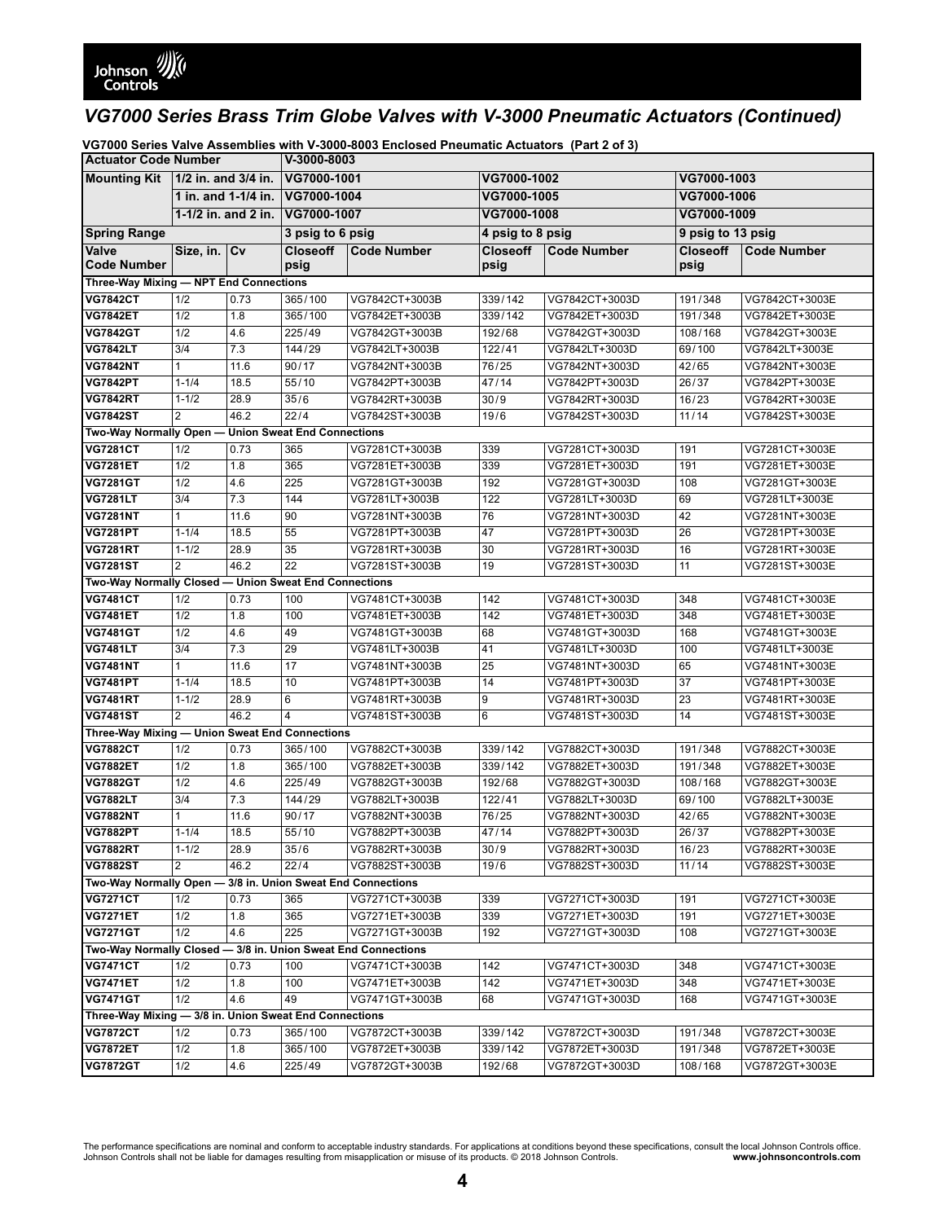## *VG7000 Series Brass Trim Globe Valves with V-3000 Pneumatic Actuators (Continued)*

**VG7000 Series Valve Assemblies with V-3000-8003 Enclosed Pneumatic Actuators (Part 2 of 3)**

| **Actuator Code Number** | | | **V-3000-8003** | | | | | |
|---|---|---|---|---|---|---|---|---|
| **Mounting Kit** | **1/2 in. and 3/4 in.** | | **VG7000-1001** | | **VG7000-1002** | | **VG7000-1003** | |
| | **1 in. and 1-1/4 in.** | | **VG7000-1004** | | **VG7000-1005** | | **VG7000-1006** | |
| | **1-1/2 in. and 2 in.** | | **VG7000-1007** | | **VG7000-1008** | | **VG7000-1009** | |
| **Spring Range** | | | **3 psig to 6 psig** | | **4 psig to 8 psig** | | **9 psig to 13 psig** | |
| **Valve Code Number** | **Size, in.** | **Cv** | **Closeoff psig** | **Code Number** | **Closeoff psig** | **Code Number** | **Closeoff psig** | **Code Number** |
| **Three-Way Mixing — NPT End Connections** | | | | | | | | |
| **VG7842CT** | 1/2 | 0.73 | 365/100 | VG7842CT+3003B | 339/142 | VG7842CT+3003D | 191/348 | VG7842CT+3003E |
| **VG7842ET** | 1/2 | 1.8 | 365/100 | VG7842ET+3003B | 339/142 | VG7842ET+3003D | 191/348 | VG7842ET+3003E |
| **VG7842GT** | 1/2 | 4.6 | 225/49 | VG7842GT+3003B | 192/68 | VG7842GT+3003D | 108/168 | VG7842GT+3003E |
| **VG7842LT** | 3/4 | 7.3 | 144/29 | VG7842LT+3003B | 122/41 | VG7842LT+3003D | 69/100 | VG7842LT+3003E |
| **VG7842NT** | 1 | 11.6 | 90/17 | VG7842NT+3003B | 76/25 | VG7842NT+3003D | 42/65 | VG7842NT+3003E |
| **VG7842PT** | 1-1/4 | 18.5 | 55/10 | VG7842PT+3003B | 47/14 | VG7842PT+3003D | 26/37 | VG7842PT+3003E |
| **VG7842RT** | 1-1/2 | 28.9 | 35/6 | VG7842RT+3003B | 30/9 | VG7842RT+3003D | 16/23 | VG7842RT+3003E |
| **VG7842ST** | 2 | 46.2 | 22/4 | VG7842ST+3003B | 19/6 | VG7842ST+3003D | 11/14 | VG7842ST+3003E |
| **Two-Way Normally Open — Union Sweat End Connections** | | | | | | | | |
| **VG7281CT** | 1/2 | 0.73 | 365 | VG7281CT+3003B | 339 | VG7281CT+3003D | 191 | VG7281CT+3003E |
| **VG7281ET** | 1/2 | 1.8 | 365 | VG7281ET+3003B | 339 | VG7281ET+3003D | 191 | VG7281ET+3003E |
| **VG7281GT** | 1/2 | 4.6 | 225 | VG7281GT+3003B | 192 | VG7281GT+3003D | 108 | VG7281GT+3003E |
| **VG7281LT** | 3/4 | 7.3 | 144 | VG7281LT+3003B | 122 | VG7281LT+3003D | 69 | VG7281LT+3003E |
| **VG7281NT** | 1 | 11.6 | 90 | VG7281NT+3003B | 76 | VG7281NT+3003D | 42 | VG7281NT+3003E |
| **VG7281PT** | 1-1/4 | 18.5 | 55 | VG7281PT+3003B | 47 | VG7281PT+3003D | 26 | VG7281PT+3003E |
| **VG7281RT** | 1-1/2 | 28.9 | 35 | VG7281RT+3003B | 30 | VG7281RT+3003D | 16 | VG7281RT+3003E |
| **VG7281ST** | 2 | 46.2 | 22 | VG7281ST+3003B | 19 | VG7281ST+3003D | 11 | VG7281ST+3003E |
| **Two-Way Normally Closed — Union Sweat End Connections** | | | | | | | | |
| **VG7481CT** | 1/2 | 0.73 | 100 | VG7481CT+3003B | 142 | VG7481CT+3003D | 348 | VG7481CT+3003E |
| **VG7481ET** | 1/2 | 1.8 | 100 | VG7481ET+3003B | 142 | VG7481ET+3003D | 348 | VG7481ET+3003E |
| **VG7481GT** | 1/2 | 4.6 | 49 | VG7481GT+3003B | 68 | VG7481GT+3003D | 168 | VG7481GT+3003E |
| **VG7481LT** | 3/4 | 7.3 | 29 | VG7481LT+3003B | 41 | VG7481LT+3003D | 100 | VG7481LT+3003E |
| **VG7481NT** | 1 | 11.6 | 17 | VG7481NT+3003B | 25 | VG7481NT+3003D | 65 | VG7481NT+3003E |
| **VG7481PT** | 1-1/4 | 18.5 | 10 | VG7481PT+3003B | 14 | VG7481PT+3003D | 37 | VG7481PT+3003E |
| **VG7481RT** | 1-1/2 | 28.9 | 6 | VG7481RT+3003B | 9 | VG7481RT+3003D | 23 | VG7481RT+3003E |
| **VG7481ST** | 2 | 46.2 | 4 | VG7481ST+3003B | 6 | VG7481ST+3003D | 14 | VG7481ST+3003E |
| **Three-Way Mixing — Union Sweat End Connections** | | | | | | | | |
| **VG7882CT** | 1/2 | 0.73 | 365/100 | VG7882CT+3003B | 339/142 | VG7882CT+3003D | 191/348 | VG7882CT+3003E |
| **VG7882ET** | 1/2 | 1.8 | 365/100 | VG7882ET+3003B | 339/142 | VG7882ET+3003D | 191/348 | VG7882ET+3003E |
| **VG7882GT** | 1/2 | 4.6 | 225/49 | VG7882GT+3003B | 192/68 | VG7882GT+3003D | 108/168 | VG7882GT+3003E |
| **VG7882LT** | 3/4 | 7.3 | 144/29 | VG7882LT+3003B | 122/41 | VG7882LT+3003D | 69/100 | VG7882LT+3003E |
| **VG7882NT** | 1 | 11.6 | 90/17 | VG7882NT+3003B | 76/25 | VG7882NT+3003D | 42/65 | VG7882NT+3003E |
| **VG7882PT** | 1-1/4 | 18.5 | 55/10 | VG7882PT+3003B | 47/14 | VG7882PT+3003D | 26/37 | VG7882PT+3003E |
| **VG7882RT** | 1-1/2 | 28.9 | 35/6 | VG7882RT+3003B | 30/9 | VG7882RT+3003D | 16/23 | VG7882RT+3003E |
| **VG7882ST** | 2 | 46.2 | 22/4 | VG7882ST+3003B | 19/6 | VG7882ST+3003D | 11/14 | VG7882ST+3003E |
| **Two-Way Normally Open — 3/8 in. Union Sweat End Connections** | | | | | | | | |
| **VG7271CT** | 1/2 | 0.73 | 365 | VG7271CT+3003B | 339 | VG7271CT+3003D | 191 | VG7271CT+3003E |
| **VG7271ET** | 1/2 | 1.8 | 365 | VG7271ET+3003B | 339 | VG7271ET+3003D | 191 | VG7271ET+3003E |
| **VG7271GT** | 1/2 | 4.6 | 225 | VG7271GT+3003B | 192 | VG7271GT+3003D | 108 | VG7271GT+3003E |
| **Two-Way Normally Closed — 3/8 in. Union Sweat End Connections** | | | | | | | | |
| **VG7471CT** | 1/2 | 0.73 | 100 | VG7471CT+3003B | 142 | VG7471CT+3003D | 348 | VG7471CT+3003E |
| **VG7471ET** | 1/2 | 1.8 | 100 | VG7471ET+3003B | 142 | VG7471ET+3003D | 348 | VG7471ET+3003E |
| **VG7471GT** | 1/2 | 4.6 | 49 | VG7471GT+3003B | 68 | VG7471GT+3003D | 168 | VG7471GT+3003E |
| **Three-Way Mixing — 3/8 in. Union Sweat End Connections** | | | | | | | | |
| **VG7872CT** | 1/2 | 0.73 | 365/100 | VG7872CT+3003B | 339/142 | VG7872CT+3003D | 191/348 | VG7872CT+3003E |
| **VG7872ET** | 1/2 | 1.8 | 365/100 | VG7872ET+3003B | 339/142 | VG7872ET+3003D | 191/348 | VG7872ET+3003E |
| **VG7872GT** | 1/2 | 4.6 | 225/49 | VG7872GT+3003B | 192/68 | VG7872GT+3003D | 108/168 | VG7872GT+3003E |

The performance specifications are nominal and conform to acceptable industry standards. For applications at conditions beyond these specifications, consult the local Johnson Controls office. Johnson Controls shall not be liable for damages resulting from misapplication or misuse of its products. © 2018 Johnson Controls. **www.johnsoncontrols.com**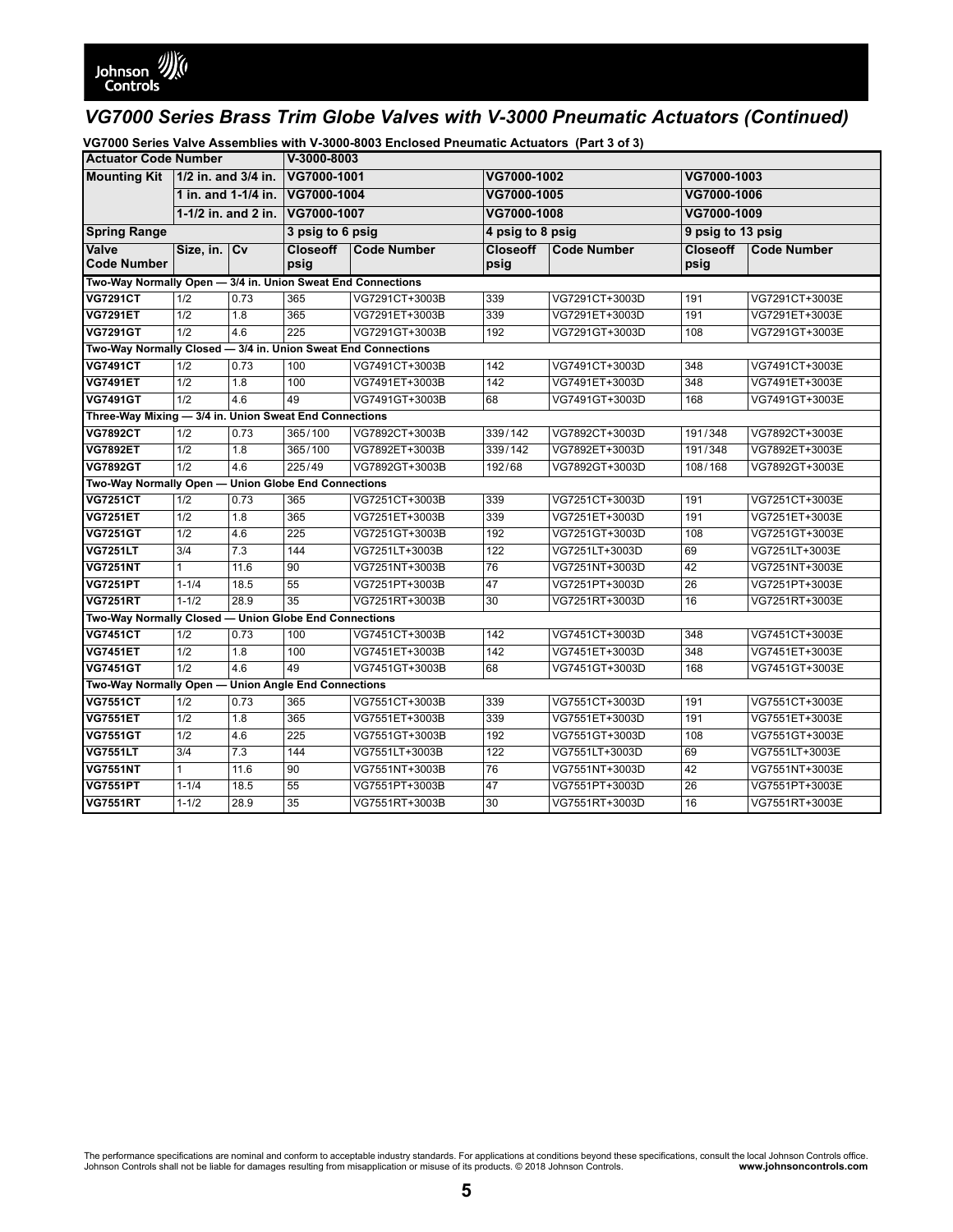## *VG7000 Series Brass Trim Globe Valves with V-3000 Pneumatic Actuators (Continued)*

**VG7000 Series Valve Assemblies with V-3000-8003 Enclosed Pneumatic Actuators (Part 3 of 3)**

| Actuator Code Number | | | V-3000-8003 | | | | | |
|---|---|---|---|---|---|---|---|---|
| Mounting Kit | 1/2 in. and 3/4 in. | | VG7000-1001 | | VG7000-1002 | | VG7000-1003 | |
| | 1 in. and 1-1/4 in. | | VG7000-1004 | | VG7000-1005 | | VG7000-1006 | |
| | 1-1/2 in. and 2 in. | | VG7000-1007 | | VG7000-1008 | | VG7000-1009 | |
| Spring Range | | | 3 psig to 6 psig | | 4 psig to 8 psig | | 9 psig to 13 psig | |
| Valve Code Number | Size, in. | Cv | Closeoff psig | Code Number | Closeoff psig | Code Number | Closeoff psig | Code Number |
| **Two-Way Normally Open — 3/4 in. Union Sweat End Connections** | | | | | | | | |
| **VG7291CT** | 1/2 | 0.73 | 365 | VG7291CT+3003B | 339 | VG7291CT+3003D | 191 | VG7291CT+3003E |
| **VG7291ET** | 1/2 | 1.8 | 365 | VG7291ET+3003B | 339 | VG7291ET+3003D | 191 | VG7291ET+3003E |
| **VG7291GT** | 1/2 | 4.6 | 225 | VG7291GT+3003B | 192 | VG7291GT+3003D | 108 | VG7291GT+3003E |
| **Two-Way Normally Closed — 3/4 in. Union Sweat End Connections** | | | | | | | | |
| **VG7491CT** | 1/2 | 0.73 | 100 | VG7491CT+3003B | 142 | VG7491CT+3003D | 348 | VG7491CT+3003E |
| **VG7491ET** | 1/2 | 1.8 | 100 | VG7491ET+3003B | 142 | VG7491ET+3003D | 348 | VG7491ET+3003E |
| **VG7491GT** | 1/2 | 4.6 | 49 | VG7491GT+3003B | 68 | VG7491GT+3003D | 168 | VG7491GT+3003E |
| **Three-Way Mixing — 3/4 in. Union Sweat End Connections** | | | | | | | | |
| **VG7892CT** | 1/2 | 0.73 | 365/100 | VG7892CT+3003B | 339/142 | VG7892CT+3003D | 191/348 | VG7892CT+3003E |
| **VG7892ET** | 1/2 | 1.8 | 365/100 | VG7892ET+3003B | 339/142 | VG7892ET+3003D | 191/348 | VG7892ET+3003E |
| **VG7892GT** | 1/2 | 4.6 | 225/49 | VG7892GT+3003B | 192/68 | VG7892GT+3003D | 108/168 | VG7892GT+3003E |
| **Two-Way Normally Open — Union Globe End Connections** | | | | | | | | |
| **VG7251CT** | 1/2 | 0.73 | 365 | VG7251CT+3003B | 339 | VG7251CT+3003D | 191 | VG7251CT+3003E |
| **VG7251ET** | 1/2 | 1.8 | 365 | VG7251ET+3003B | 339 | VG7251ET+3003D | 191 | VG7251ET+3003E |
| **VG7251GT** | 1/2 | 4.6 | 225 | VG7251GT+3003B | 192 | VG7251GT+3003D | 108 | VG7251GT+3003E |
| **VG7251LT** | 3/4 | 7.3 | 144 | VG7251LT+3003B | 122 | VG7251LT+3003D | 69 | VG7251LT+3003E |
| **VG7251NT** | 1 | 11.6 | 90 | VG7251NT+3003B | 76 | VG7251NT+3003D | 42 | VG7251NT+3003E |
| **VG7251PT** | 1-1/4 | 18.5 | 55 | VG7251PT+3003B | 47 | VG7251PT+3003D | 26 | VG7251PT+3003E |
| **VG7251RT** | 1-1/2 | 28.9 | 35 | VG7251RT+3003B | 30 | VG7251RT+3003D | 16 | VG7251RT+3003E |
| **Two-Way Normally Closed — Union Globe End Connections** | | | | | | | | |
| **VG7451CT** | 1/2 | 0.73 | 100 | VG7451CT+3003B | 142 | VG7451CT+3003D | 348 | VG7451CT+3003E |
| **VG7451ET** | 1/2 | 1.8 | 100 | VG7451ET+3003B | 142 | VG7451ET+3003D | 348 | VG7451ET+3003E |
| **VG7451GT** | 1/2 | 4.6 | 49 | VG7451GT+3003B | 68 | VG7451GT+3003D | 168 | VG7451GT+3003E |
| **Two-Way Normally Open — Union Angle End Connections** | | | | | | | | |
| **VG7551CT** | 1/2 | 0.73 | 365 | VG7551CT+3003B | 339 | VG7551CT+3003D | 191 | VG7551CT+3003E |
| **VG7551ET** | 1/2 | 1.8 | 365 | VG7551ET+3003B | 339 | VG7551ET+3003D | 191 | VG7551ET+3003E |
| **VG7551GT** | 1/2 | 4.6 | 225 | VG7551GT+3003B | 192 | VG7551GT+3003D | 108 | VG7551GT+3003E |
| **VG7551LT** | 3/4 | 7.3 | 144 | VG7551LT+3003B | 122 | VG7551LT+3003D | 69 | VG7551LT+3003E |
| **VG7551NT** | 1 | 11.6 | 90 | VG7551NT+3003B | 76 | VG7551NT+3003D | 42 | VG7551NT+3003E |
| **VG7551PT** | 1-1/4 | 18.5 | 55 | VG7551PT+3003B | 47 | VG7551PT+3003D | 26 | VG7551PT+3003E |
| **VG7551RT** | 1-1/2 | 28.9 | 35 | VG7551RT+3003B | 30 | VG7551RT+3003D | 16 | VG7551RT+3003E |

The performance specifications are nominal and conform to acceptable industry standards. For applications at conditions beyond these specifications, consult the local Johnson Controls office. Johnson Controls shall not be liable for damages resulting from misapplication or misuse of its products. © 2018 Johnson Controls. **www.johnsoncontrols.com**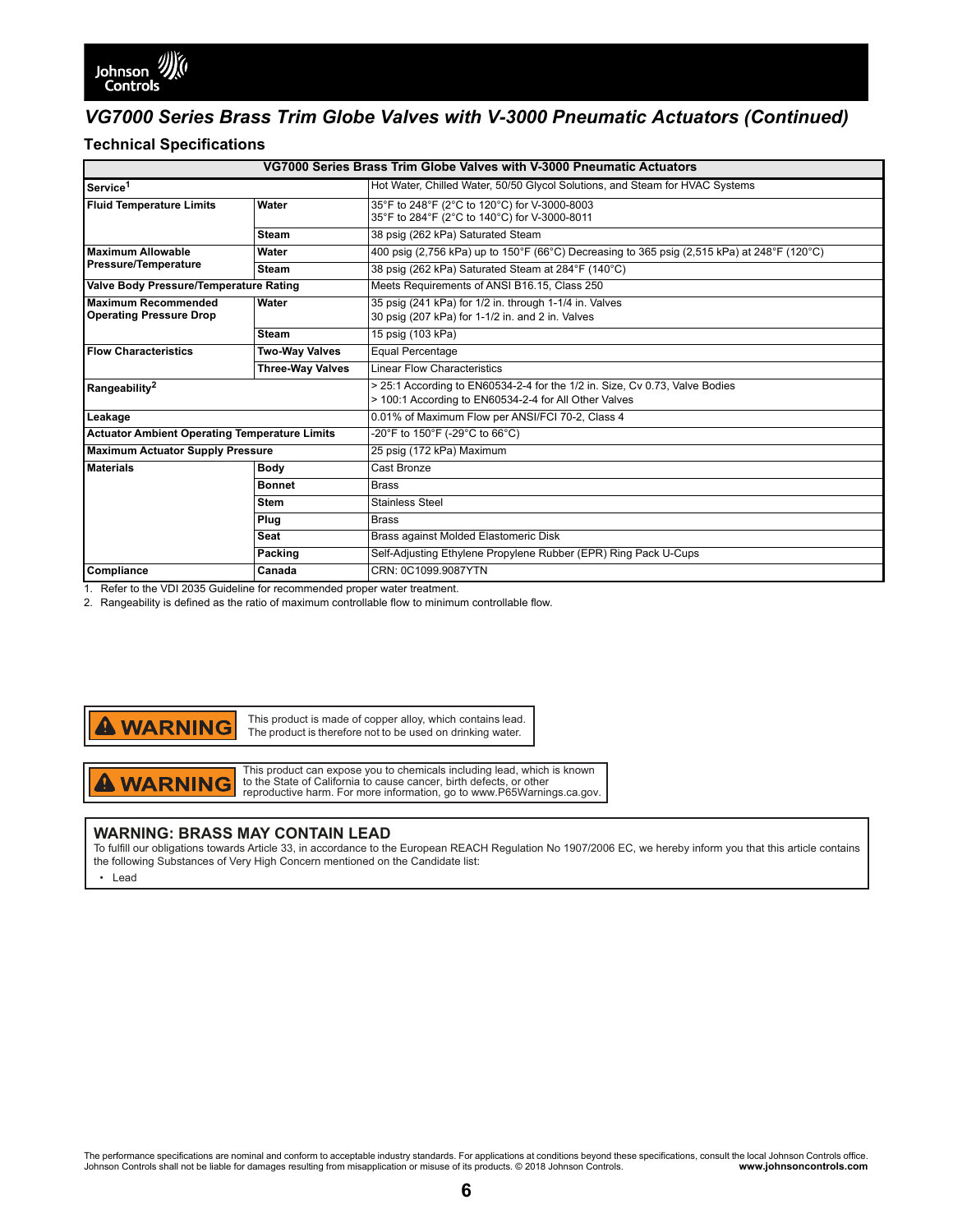## VG7000 Series Brass Trim Globe Valves with V-3000 Pneumatic Actuators (Continued)

### Technical Specifications

| VG7000 Series Brass Trim Globe Valves with V-3000 Pneumatic Actuators | | |
|---|---|---|
| **Service**[1] | | Hot Water, Chilled Water, 50/50 Glycol Solutions, and Steam for HVAC Systems |
| **Fluid Temperature Limits** | **Water** | 35°F to 248°F (2°C to 120°C) for V-3000-8003<br>35°F to 284°F (2°C to 140°C) for V-3000-8011 |
| | **Steam** | 38 psig (262 kPa) Saturated Steam |
| **Maximum Allowable Pressure/Temperature** | **Water** | 400 psig (2,756 kPa) up to 150°F (66°C) Decreasing to 365 psig (2,515 kPa) at 248°F (120°C) |
| | **Steam** | 38 psig (262 kPa) Saturated Steam at 284°F (140°C) |
| **Valve Body Pressure/Temperature Rating** | | Meets Requirements of ANSI B16.15, Class 250 |
| **Maximum Recommended Operating Pressure Drop** | **Water** | 35 psig (241 kPa) for 1/2 in. through 1-1/4 in. Valves<br>30 psig (207 kPa) for 1-1/2 in. and 2 in. Valves |
| | **Steam** | 15 psig (103 kPa) |
| **Flow Characteristics** | **Two-Way Valves** | Equal Percentage |
| | **Three-Way Valves** | Linear Flow Characteristics |
| **Rangeability**[2] | | > 25:1 According to EN60534-2-4 for the 1/2 in. Size, Cv 0.73, Valve Bodies<br>> 100:1 According to EN60534-2-4 for All Other Valves |
| **Leakage** | | 0.01% of Maximum Flow per ANSI/FCI 70-2, Class 4 |
| **Actuator Ambient Operating Temperature Limits** | | -20°F to 150°F (-29°C to 66°C) |
| **Maximum Actuator Supply Pressure** | | 25 psig (172 kPa) Maximum |
| **Materials** | **Body** | Cast Bronze |
| | **Bonnet** | Brass |
| | **Stem** | Stainless Steel |
| | **Plug** | Brass |
| | **Seat** | Brass against Molded Elastomeric Disk |
| | **Packing** | Self-Adjusting Ethylene Propylene Rubber (EPR) Ring Pack U-Cups |
| **Compliance** | **Canada** | CRN: 0C1099.9087YTN |

1. Refer to the VDI 2035 Guideline for recommended proper water treatment.
2. Rangeability is defined as the ratio of maximum controllable flow to minimum controllable flow.

**⚠ WARNING** This product is made of copper alloy, which contains lead. The product is therefore not to be used on drinking water.

**⚠ WARNING** This product can expose you to chemicals including lead, which is known to the State of California to cause cancer, birth defects, or other reproductive harm. For more information, go to www.P65Warnings.ca.gov.

**WARNING: BRASS MAY CONTAIN LEAD**

To fulfill our obligations towards Article 33, in accordance to the European REACH Regulation No 1907/2006 EC, we hereby inform you that this article contains the following Substances of Very High Concern mentioned on the Candidate list:

- Lead

The performance specifications are nominal and conform to acceptable industry standards. For applications at conditions beyond these specifications, consult the local Johnson Controls office. Johnson Controls shall not be liable for damages resulting from misapplication or misuse of its products. © 2018 Johnson Controls. **www.johnsoncontrols.com**